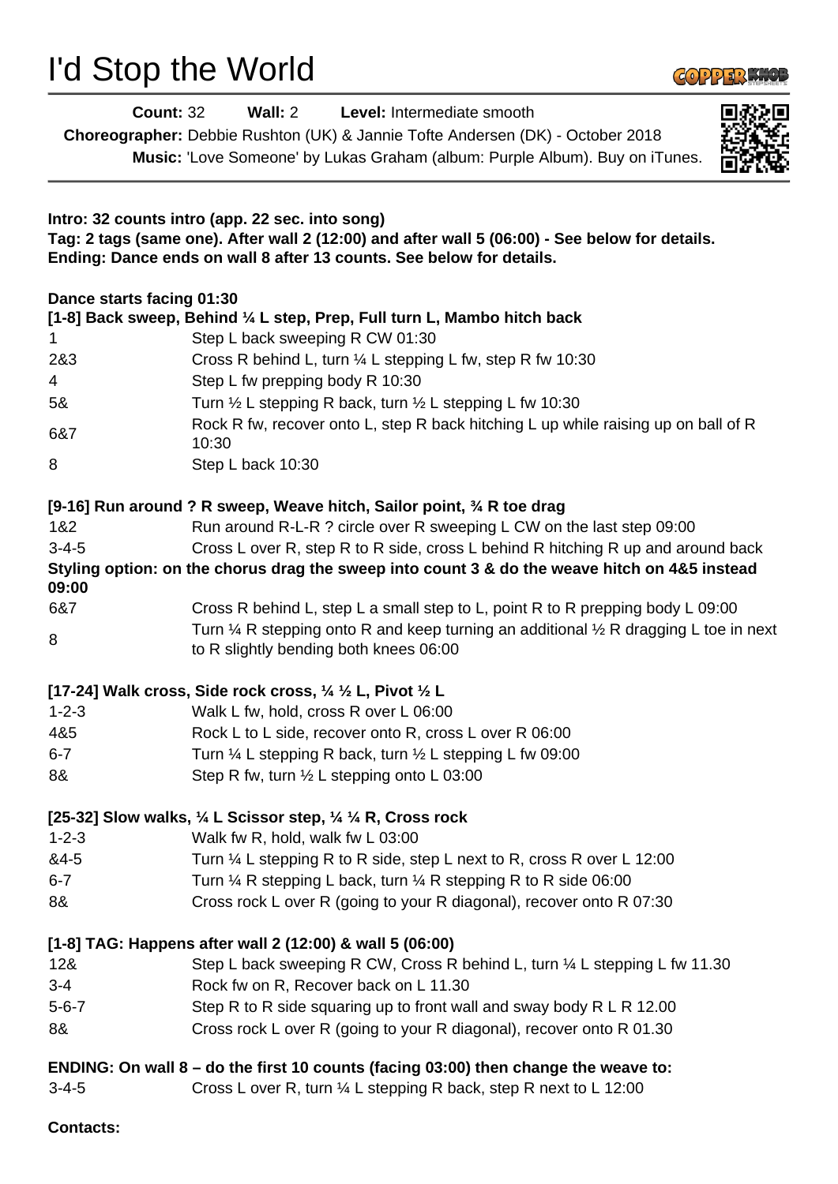# I'd Stop the World

**Count:** 32 **Wall:** 2 **Level:** Intermediate smooth

**Choreographer:** Debbie Rushton (UK) & Jannie Tofte Andersen (DK) - October 2018

**Music:** 'Love Someone' by Lukas Graham (album: Purple Album). Buy on iTunes.

**Intro: 32 counts intro (app. 22 sec. into song)**
**Tag: 2 tags (same one). After wall 2 (12:00) and after wall 5 (06:00) - See below for details.**
**Ending: Dance ends on wall 8 after 13 counts. See below for details.**

**Dance starts facing 01:30**

**[1-8] Back sweep, Behind ¼ L step, Prep, Full turn L, Mambo hitch back**

| | |
|---|---|
| 1 | Step L back sweeping R CW 01:30 |
| 2&3 | Cross R behind L, turn ¼ L stepping L fw, step R fw 10:30 |
| 4 | Step L fw prepping body R 10:30 |
| 5& | Turn ½ L stepping R back, turn ½ L stepping L fw 10:30 |
| 6&7 | Rock R fw, recover onto L, step R back hitching L up while raising up on ball of R 10:30 |
| 8 | Step L back 10:30 |

**[9-16] Run around ? R sweep, Weave hitch, Sailor point, ¾ R toe drag**

| | |
|---|---|
| 1&2 | Run around R-L-R ? circle over R sweeping L CW on the last step 09:00 |
| 3-4-5 | Cross L over R, step R to R side, cross L behind R hitching R up and around back |

**Styling option: on the chorus drag the sweep into count 3 & do the weave hitch on 4&5 instead 09:00**

| | |
|---|---|
| 6&7 | Cross R behind L, step L a small step to L, point R to R prepping body L 09:00 |
| 8 | Turn ¼ R stepping onto R and keep turning an additional ½ R dragging L toe in next to R slightly bending both knees 06:00 |

**[17-24] Walk cross, Side rock cross, ¼ ½ L, Pivot ½ L**

| | |
|---|---|
| 1-2-3 | Walk L fw, hold, cross R over L 06:00 |
| 4&5 | Rock L to L side, recover onto R, cross L over R 06:00 |
| 6-7 | Turn ¼ L stepping R back, turn ½ L stepping L fw 09:00 |
| 8& | Step R fw, turn ½ L stepping onto L 03:00 |

**[25-32] Slow walks, ¼ L Scissor step, ¼ ¼ R, Cross rock**

| | |
|---|---|
| 1-2-3 | Walk fw R, hold, walk fw L 03:00 |
| &4-5 | Turn ¼ L stepping R to R side, step L next to R, cross R over L 12:00 |
| 6-7 | Turn ¼ R stepping L back, turn ¼ R stepping R to R side 06:00 |
| 8& | Cross rock L over R (going to your R diagonal), recover onto R 07:30 |

**[1-8] TAG: Happens after wall 2 (12:00) & wall 5 (06:00)**

| | |
|---|---|
| 12& | Step L back sweeping R CW, Cross R behind L, turn ¼ L stepping L fw 11.30 |
| 3-4 | Rock fw on R, Recover back on L 11.30 |
| 5-6-7 | Step R to R side squaring up to front wall and sway body R L R 12.00 |
| 8& | Cross rock L over R (going to your R diagonal), recover onto R 01.30 |

**ENDING: On wall 8 – do the first 10 counts (facing 03:00) then change the weave to:**

| | |
|---|---|
| 3-4-5 | Cross L over R, turn ¼ L stepping R back, step R next to L 12:00 |

**Contacts:**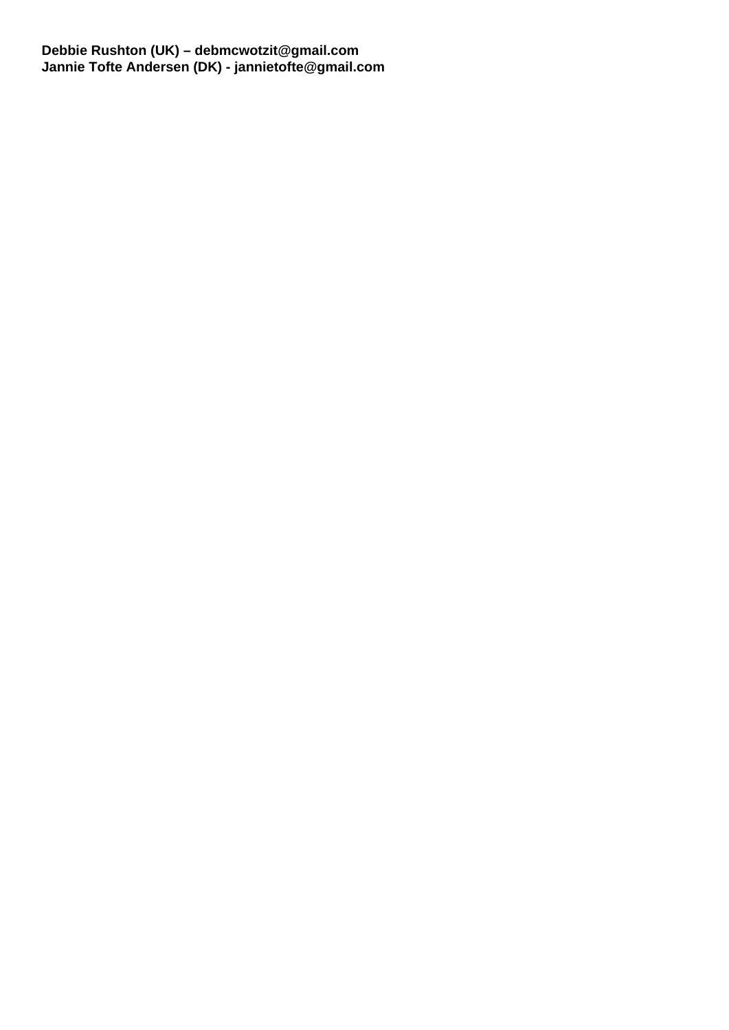**Debbie Rushton (UK) – debmcwotzit@gmail.com**
**Jannie Tofte Andersen (DK) - jannietofte@gmail.com**